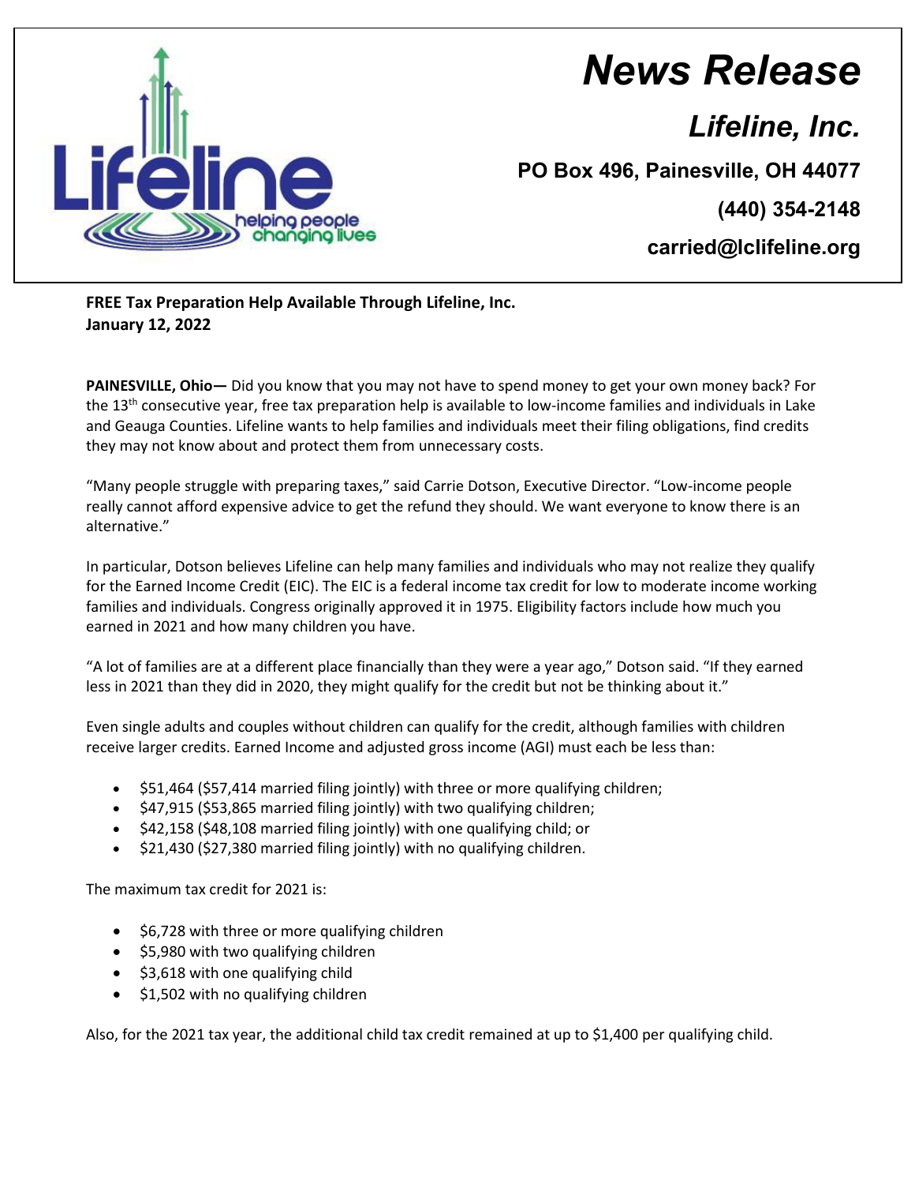# News Release

## Lifeline, Inc.

**PO Box 496, Painesville, OH 44077**

**(440) 354-2148**

**carried@lclifeline.org**

**FREE Tax Preparation Help Available Through Lifeline, Inc.**
**January 12, 2022**

**PAINESVILLE, Ohio—** Did you know that you may not have to spend money to get your own money back? For the 13th consecutive year, free tax preparation help is available to low-income families and individuals in Lake and Geauga Counties. Lifeline wants to help families and individuals meet their filing obligations, find credits they may not know about and protect them from unnecessary costs.

"Many people struggle with preparing taxes," said Carrie Dotson, Executive Director. "Low-income people really cannot afford expensive advice to get the refund they should. We want everyone to know there is an alternative."

In particular, Dotson believes Lifeline can help many families and individuals who may not realize they qualify for the Earned Income Credit (EIC). The EIC is a federal income tax credit for low to moderate income working families and individuals. Congress originally approved it in 1975. Eligibility factors include how much you earned in 2021 and how many children you have.

"A lot of families are at a different place financially than they were a year ago," Dotson said. "If they earned less in 2021 than they did in 2020, they might qualify for the credit but not be thinking about it."

Even single adults and couples without children can qualify for the credit, although families with children receive larger credits. Earned Income and adjusted gross income (AGI) must each be less than:

- $51,464 ($57,414 married filing jointly) with three or more qualifying children;
- $47,915 ($53,865 married filing jointly) with two qualifying children;
- $42,158 ($48,108 married filing jointly) with one qualifying child; or
- $21,430 ($27,380 married filing jointly) with no qualifying children.

The maximum tax credit for 2021 is:

- $6,728 with three or more qualifying children
- $5,980 with two qualifying children
- $3,618 with one qualifying child
- $1,502 with no qualifying children

Also, for the 2021 tax year, the additional child tax credit remained at up to $1,400 per qualifying child.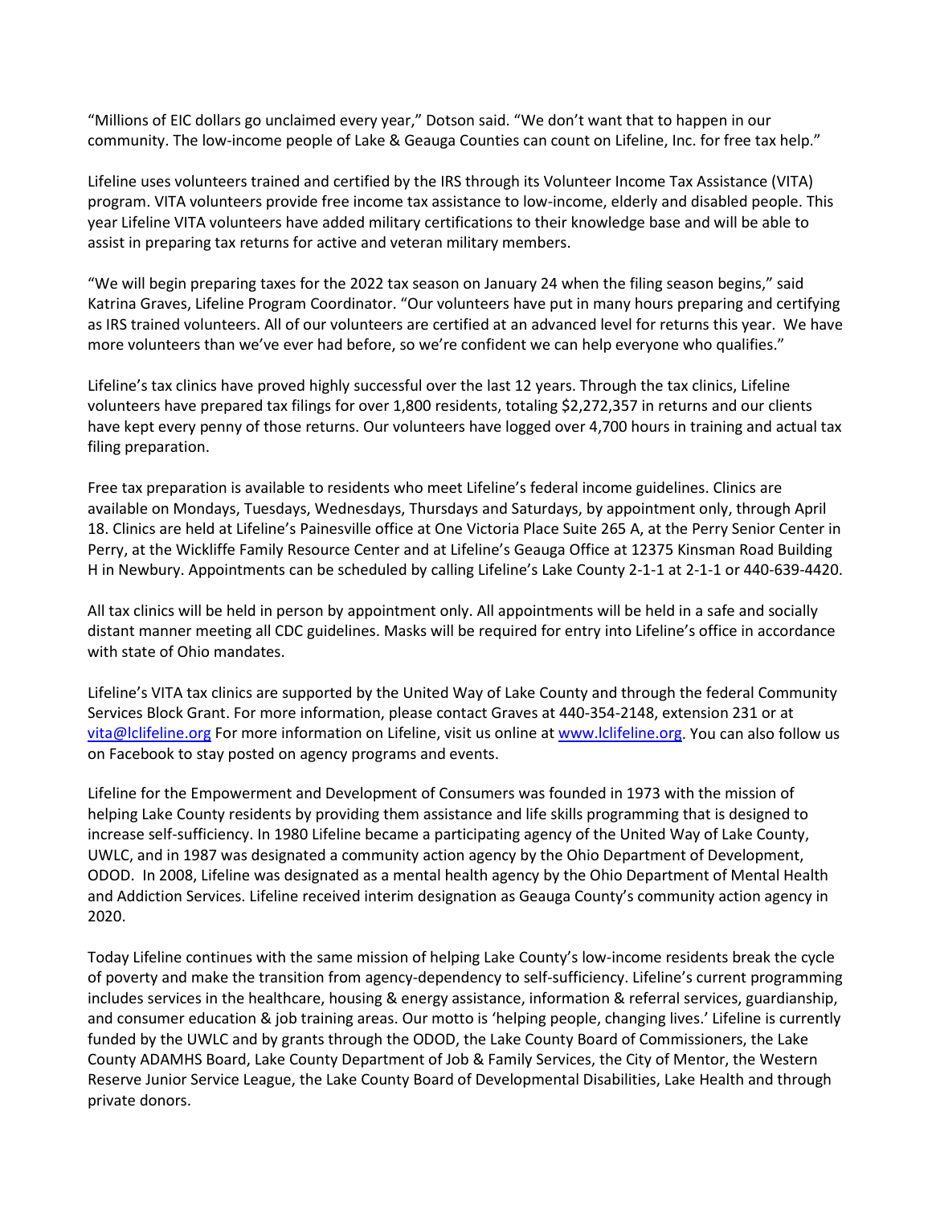"Millions of EIC dollars go unclaimed every year," Dotson said. "We don't want that to happen in our community. The low-income people of Lake & Geauga Counties can count on Lifeline, Inc. for free tax help."

Lifeline uses volunteers trained and certified by the IRS through its Volunteer Income Tax Assistance (VITA) program. VITA volunteers provide free income tax assistance to low-income, elderly and disabled people. This year Lifeline VITA volunteers have added military certifications to their knowledge base and will be able to assist in preparing tax returns for active and veteran military members.

"We will begin preparing taxes for the 2022 tax season on January 24 when the filing season begins," said Katrina Graves, Lifeline Program Coordinator. "Our volunteers have put in many hours preparing and certifying as IRS trained volunteers. All of our volunteers are certified at an advanced level for returns this year. We have more volunteers than we've ever had before, so we're confident we can help everyone who qualifies."

Lifeline's tax clinics have proved highly successful over the last 12 years. Through the tax clinics, Lifeline volunteers have prepared tax filings for over 1,800 residents, totaling $2,272,357 in returns and our clients have kept every penny of those returns. Our volunteers have logged over 4,700 hours in training and actual tax filing preparation.

Free tax preparation is available to residents who meet Lifeline's federal income guidelines. Clinics are available on Mondays, Tuesdays, Wednesdays, Thursdays and Saturdays, by appointment only, through April 18. Clinics are held at Lifeline's Painesville office at One Victoria Place Suite 265 A, at the Perry Senior Center in Perry, at the Wickliffe Family Resource Center and at Lifeline's Geauga Office at 12375 Kinsman Road Building H in Newbury. Appointments can be scheduled by calling Lifeline's Lake County 2-1-1 at 2-1-1 or 440-639-4420.

All tax clinics will be held in person by appointment only. All appointments will be held in a safe and socially distant manner meeting all CDC guidelines. Masks will be required for entry into Lifeline's office in accordance with state of Ohio mandates.

Lifeline's VITA tax clinics are supported by the United Way of Lake County and through the federal Community Services Block Grant. For more information, please contact Graves at 440-354-2148, extension 231 or at vita@lclifeline.org For more information on Lifeline, visit us online at www.lclifeline.org. You can also follow us on Facebook to stay posted on agency programs and events.

Lifeline for the Empowerment and Development of Consumers was founded in 1973 with the mission of helping Lake County residents by providing them assistance and life skills programming that is designed to increase self-sufficiency. In 1980 Lifeline became a participating agency of the United Way of Lake County, UWLC, and in 1987 was designated a community action agency by the Ohio Department of Development, ODOD. In 2008, Lifeline was designated as a mental health agency by the Ohio Department of Mental Health and Addiction Services. Lifeline received interim designation as Geauga County's community action agency in 2020.

Today Lifeline continues with the same mission of helping Lake County's low-income residents break the cycle of poverty and make the transition from agency-dependency to self-sufficiency. Lifeline's current programming includes services in the healthcare, housing & energy assistance, information & referral services, guardianship, and consumer education & job training areas. Our motto is 'helping people, changing lives.' Lifeline is currently funded by the UWLC and by grants through the ODOD, the Lake County Board of Commissioners, the Lake County ADAMHS Board, Lake County Department of Job & Family Services, the City of Mentor, the Western Reserve Junior Service League, the Lake County Board of Developmental Disabilities, Lake Health and through private donors.